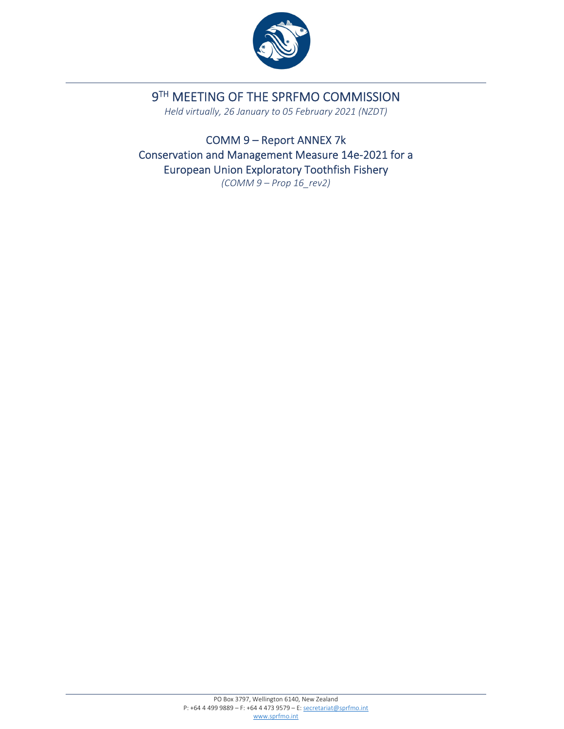# 9TH MEETING OF THE SPRFMO COMMISSION

*Held virtually, 26 January to 05 February 2021 (NZDT)*

## COMM 9 – Report ANNEX 7k
## Conservation and Management Measure 14e-2021 for a European Union Exploratory Toothfish Fishery

*(COMM 9 – Prop 16_rev2)*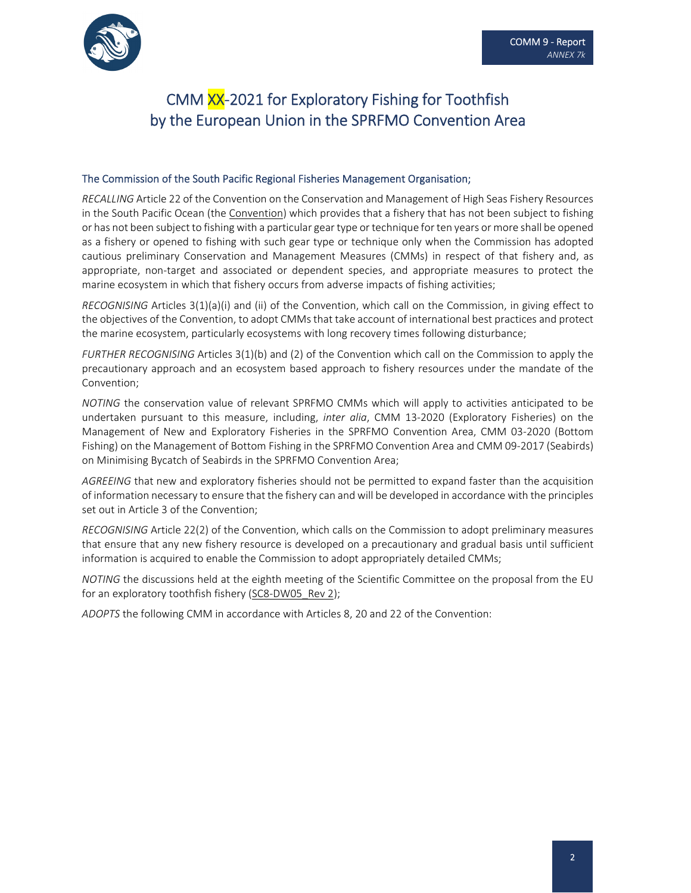# CMM XX-2021 for Exploratory Fishing for Toothfish by the European Union in the SPRFMO Convention Area

## The Commission of the South Pacific Regional Fisheries Management Organisation;

*RECALLING* Article 22 of the Convention on the Conservation and Management of High Seas Fishery Resources in the South Pacific Ocean (the Convention) which provides that a fishery that has not been subject to fishing or has not been subject to fishing with a particular gear type or technique for ten years or more shall be opened as a fishery or opened to fishing with such gear type or technique only when the Commission has adopted cautious preliminary Conservation and Management Measures (CMMs) in respect of that fishery and, as appropriate, non-target and associated or dependent species, and appropriate measures to protect the marine ecosystem in which that fishery occurs from adverse impacts of fishing activities;

*RECOGNISING* Articles 3(1)(a)(i) and (ii) of the Convention, which call on the Commission, in giving effect to the objectives of the Convention, to adopt CMMs that take account of international best practices and protect the marine ecosystem, particularly ecosystems with long recovery times following disturbance;

*FURTHER RECOGNISING* Articles 3(1)(b) and (2) of the Convention which call on the Commission to apply the precautionary approach and an ecosystem based approach to fishery resources under the mandate of the Convention;

*NOTING* the conservation value of relevant SPRFMO CMMs which will apply to activities anticipated to be undertaken pursuant to this measure, including, *inter alia*, CMM 13-2020 (Exploratory Fisheries) on the Management of New and Exploratory Fisheries in the SPRFMO Convention Area, CMM 03-2020 (Bottom Fishing) on the Management of Bottom Fishing in the SPRFMO Convention Area and CMM 09-2017 (Seabirds) on Minimising Bycatch of Seabirds in the SPRFMO Convention Area;

*AGREEING* that new and exploratory fisheries should not be permitted to expand faster than the acquisition of information necessary to ensure that the fishery can and will be developed in accordance with the principles set out in Article 3 of the Convention;

*RECOGNISING* Article 22(2) of the Convention, which calls on the Commission to adopt preliminary measures that ensure that any new fishery resource is developed on a precautionary and gradual basis until sufficient information is acquired to enable the Commission to adopt appropriately detailed CMMs;

*NOTING* the discussions held at the eighth meeting of the Scientific Committee on the proposal from the EU for an exploratory toothfish fishery (SC8-DW05_Rev 2);

*ADOPTS* the following CMM in accordance with Articles 8, 20 and 22 of the Convention: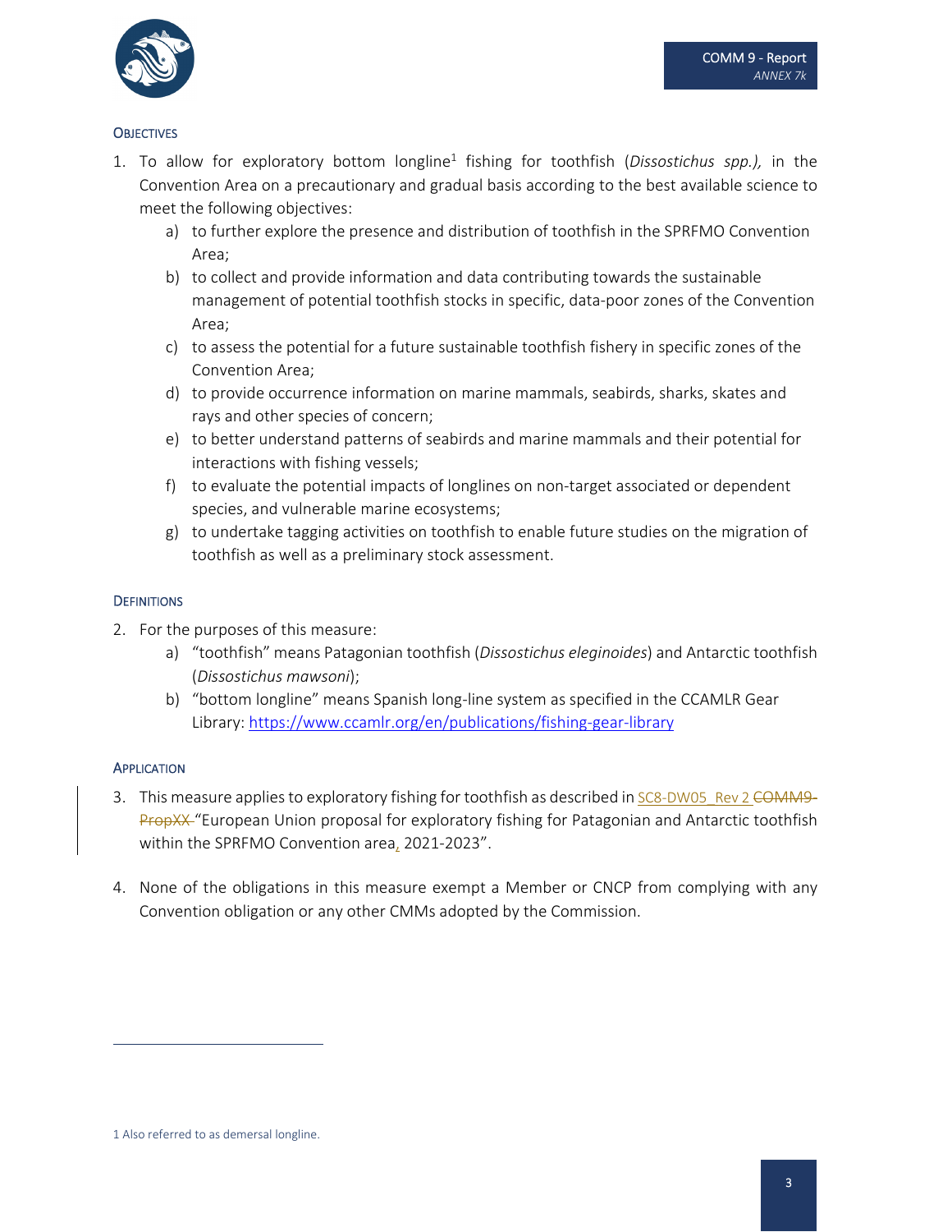### Objectives

1. To allow for exploratory bottom longline[1] fishing for toothfish (*Dissostichus spp.),* in the Convention Area on a precautionary and gradual basis according to the best available science to meet the following objectives:
   a) to further explore the presence and distribution of toothfish in the SPRFMO Convention Area;
   b) to collect and provide information and data contributing towards the sustainable management of potential toothfish stocks in specific, data-poor zones of the Convention Area;
   c) to assess the potential for a future sustainable toothfish fishery in specific zones of the Convention Area;
   d) to provide occurrence information on marine mammals, seabirds, sharks, skates and rays and other species of concern;
   e) to better understand patterns of seabirds and marine mammals and their potential for interactions with fishing vessels;
   f) to evaluate the potential impacts of longlines on non-target associated or dependent species, and vulnerable marine ecosystems;
   g) to undertake tagging activities on toothfish to enable future studies on the migration of toothfish as well as a preliminary stock assessment.

### Definitions

2. For the purposes of this measure:
   a) "toothfish" means Patagonian toothfish (*Dissostichus eleginoides*) and Antarctic toothfish (*Dissostichus mawsoni*);
   b) "bottom longline" means Spanish long-line system as specified in the CCAMLR Gear Library: https://www.ccamlr.org/en/publications/fishing-gear-library

### Application

3. This measure applies to exploratory fishing for toothfish as described in SC8-DW05_Rev 2 ~~COMM9-PropXX~~ "European Union proposal for exploratory fishing for Patagonian and Antarctic toothfish within the SPRFMO Convention area, 2021-2023".

4. None of the obligations in this measure exempt a Member or CNCP from complying with any Convention obligation or any other CMMs adopted by the Commission.

[1] Also referred to as demersal longline.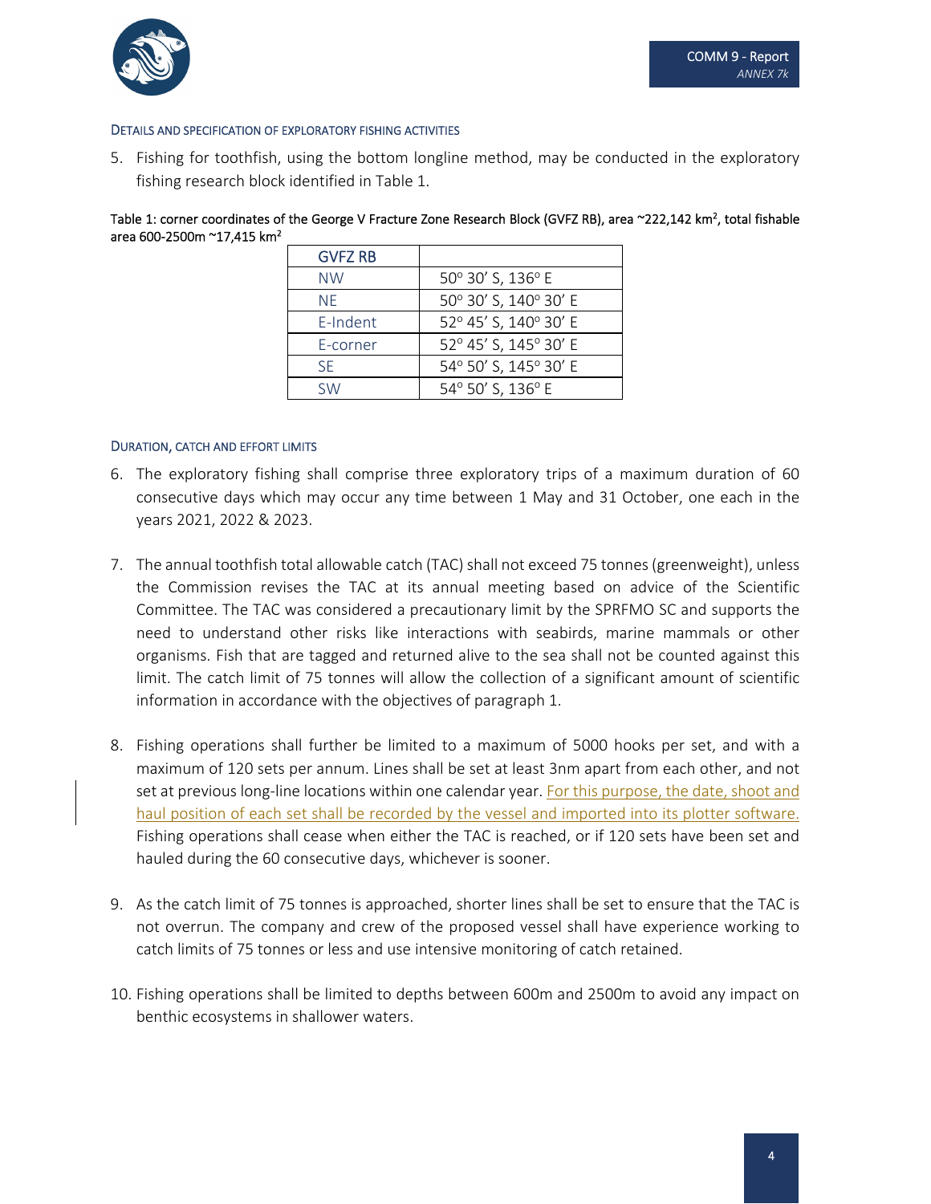### DETAILS AND SPECIFICATION OF EXPLORATORY FISHING ACTIVITIES

5. Fishing for toothfish, using the bottom longline method, may be conducted in the exploratory fishing research block identified in Table 1.

Table 1: corner coordinates of the George V Fracture Zone Research Block (GVFZ RB), area ~222,142 km$^2$, total fishable area 600-2500m ~17,415 km$^2$

| GVFZ RB | |
|---|---|
| NW | 50° 30′ S, 136° E |
| NE | 50° 30′ S, 140° 30′ E |
| E-Indent | 52° 45′ S, 140° 30′ E |
| E-corner | 52° 45′ S, 145° 30′ E |
| SE | 54° 50′ S, 145° 30′ E |
| SW | 54° 50′ S, 136° E |

### DURATION, CATCH AND EFFORT LIMITS

6. The exploratory fishing shall comprise three exploratory trips of a maximum duration of 60 consecutive days which may occur any time between 1 May and 31 October, one each in the years 2021, 2022 & 2023.

7. The annual toothfish total allowable catch (TAC) shall not exceed 75 tonnes (greenweight), unless the Commission revises the TAC at its annual meeting based on advice of the Scientific Committee. The TAC was considered a precautionary limit by the SPRFMO SC and supports the need to understand other risks like interactions with seabirds, marine mammals or other organisms. Fish that are tagged and returned alive to the sea shall not be counted against this limit. The catch limit of 75 tonnes will allow the collection of a significant amount of scientific information in accordance with the objectives of paragraph 1.

8. Fishing operations shall further be limited to a maximum of 5000 hooks per set, and with a maximum of 120 sets per annum. Lines shall be set at least 3nm apart from each other, and not set at previous long-line locations within one calendar year. For this purpose, the date, shoot and haul position of each set shall be recorded by the vessel and imported into its plotter software. Fishing operations shall cease when either the TAC is reached, or if 120 sets have been set and hauled during the 60 consecutive days, whichever is sooner.

9. As the catch limit of 75 tonnes is approached, shorter lines shall be set to ensure that the TAC is not overrun. The company and crew of the proposed vessel shall have experience working to catch limits of 75 tonnes or less and use intensive monitoring of catch retained.

10. Fishing operations shall be limited to depths between 600m and 2500m to avoid any impact on benthic ecosystems in shallower waters.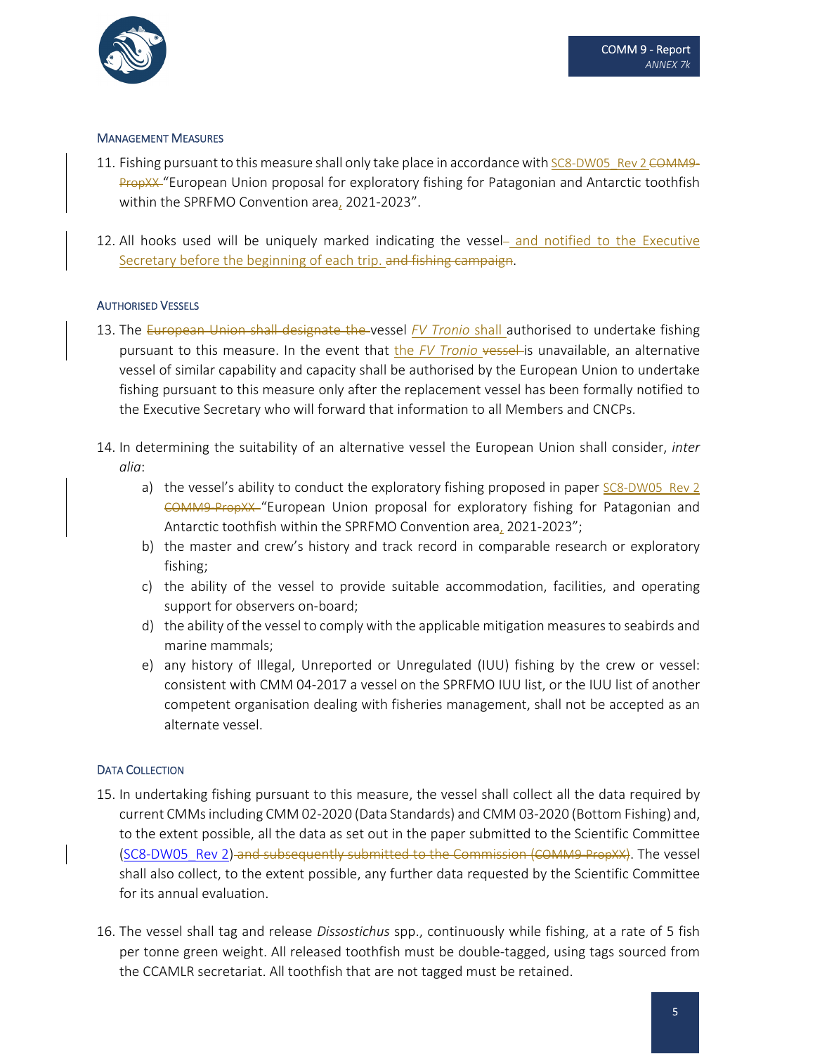### Management Measures

11. Fishing pursuant to this measure shall only take place in accordance with SC8-DW05_Rev 2 ~~COMM9-PropXX~~ "European Union proposal for exploratory fishing for Patagonian and Antarctic toothfish within the SPRFMO Convention area, 2021-2023".

12. All hooks used will be uniquely marked indicating the vessel~~–~~ and notified to the Executive Secretary before the beginning of each trip. ~~and fishing campaign~~.

### Authorised Vessels

13. The ~~European Union shall designate the~~ vessel *FV Tronio* shall authorised to undertake fishing pursuant to this measure. In the event that the *FV Tronio* ~~vessel~~ is unavailable, an alternative vessel of similar capability and capacity shall be authorised by the European Union to undertake fishing pursuant to this measure only after the replacement vessel has been formally notified to the Executive Secretary who will forward that information to all Members and CNCPs.

14. In determining the suitability of an alternative vessel the European Union shall consider, *inter alia*:
    a) the vessel's ability to conduct the exploratory fishing proposed in paper SC8-DW05_Rev 2 ~~COMM9-PropXX~~ "European Union proposal for exploratory fishing for Patagonian and Antarctic toothfish within the SPRFMO Convention area, 2021-2023";
    b) the master and crew's history and track record in comparable research or exploratory fishing;
    c) the ability of the vessel to provide suitable accommodation, facilities, and operating support for observers on-board;
    d) the ability of the vessel to comply with the applicable mitigation measures to seabirds and marine mammals;
    e) any history of Illegal, Unreported or Unregulated (IUU) fishing by the crew or vessel: consistent with CMM 04-2017 a vessel on the SPRFMO IUU list, or the IUU list of another competent organisation dealing with fisheries management, shall not be accepted as an alternate vessel.

### Data Collection

15. In undertaking fishing pursuant to this measure, the vessel shall collect all the data required by current CMMs including CMM 02-2020 (Data Standards) and CMM 03-2020 (Bottom Fishing) and, to the extent possible, all the data as set out in the paper submitted to the Scientific Committee (SC8-DW05_Rev 2) ~~and subsequently submitted to the Commission (COMM9-PropXX)~~. The vessel shall also collect, to the extent possible, any further data requested by the Scientific Committee for its annual evaluation.

16. The vessel shall tag and release *Dissostichus* spp., continuously while fishing, at a rate of 5 fish per tonne green weight. All released toothfish must be double-tagged, using tags sourced from the CCAMLR secretariat. All toothfish that are not tagged must be retained.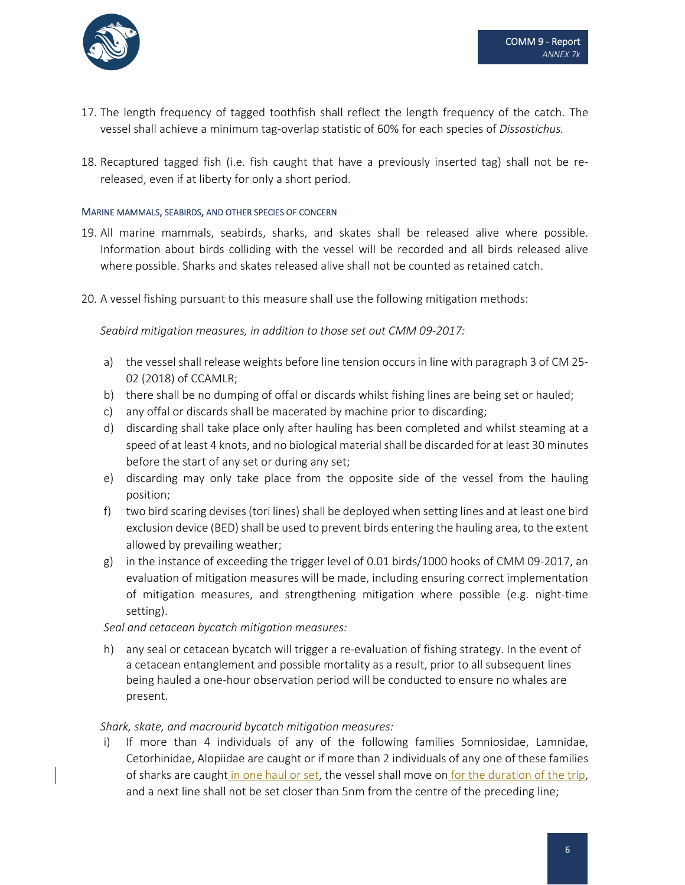17. The length frequency of tagged toothfish shall reflect the length frequency of the catch. The vessel shall achieve a minimum tag-overlap statistic of 60% for each species of *Dissostichus.*

18. Recaptured tagged fish (i.e. fish caught that have a previously inserted tag) shall not be re-released, even if at liberty for only a short period.

### MARINE MAMMALS, SEABIRDS, AND OTHER SPECIES OF CONCERN

19. All marine mammals, seabirds, sharks, and skates shall be released alive where possible. Information about birds colliding with the vessel will be recorded and all birds released alive where possible. Sharks and skates released alive shall not be counted as retained catch.

20. A vessel fishing pursuant to this measure shall use the following mitigation methods:

    *Seabird mitigation measures, in addition to those set out CMM 09-2017:*

    a) the vessel shall release weights before line tension occurs in line with paragraph 3 of CM 25-02 (2018) of CCAMLR;
    b) there shall be no dumping of offal or discards whilst fishing lines are being set or hauled;
    c) any offal or discards shall be macerated by machine prior to discarding;
    d) discarding shall take place only after hauling has been completed and whilst steaming at a speed of at least 4 knots, and no biological material shall be discarded for at least 30 minutes before the start of any set or during any set;
    e) discarding may only take place from the opposite side of the vessel from the hauling position;
    f) two bird scaring devises (tori lines) shall be deployed when setting lines and at least one bird exclusion device (BED) shall be used to prevent birds entering the hauling area, to the extent allowed by prevailing weather;
    g) in the instance of exceeding the trigger level of 0.01 birds/1000 hooks of CMM 09-2017, an evaluation of mitigation measures will be made, including ensuring correct implementation of mitigation measures, and strengthening mitigation where possible (e.g. night-time setting).

    *Seal and cetacean bycatch mitigation measures:*

    h) any seal or cetacean bycatch will trigger a re-evaluation of fishing strategy. In the event of a cetacean entanglement and possible mortality as a result, prior to all subsequent lines being hauled a one-hour observation period will be conducted to ensure no whales are present.

    *Shark, skate, and macrourid bycatch mitigation measures:*

    i) If more than 4 individuals of any of the following families Somniosidae, Lamnidae, Cetorhinidae, Alopiidae are caught or if more than 2 individuals of any one of these families of sharks are caught in one haul or set, the vessel shall move on for the duration of the trip, and a next line shall not be set closer than 5nm from the centre of the preceding line;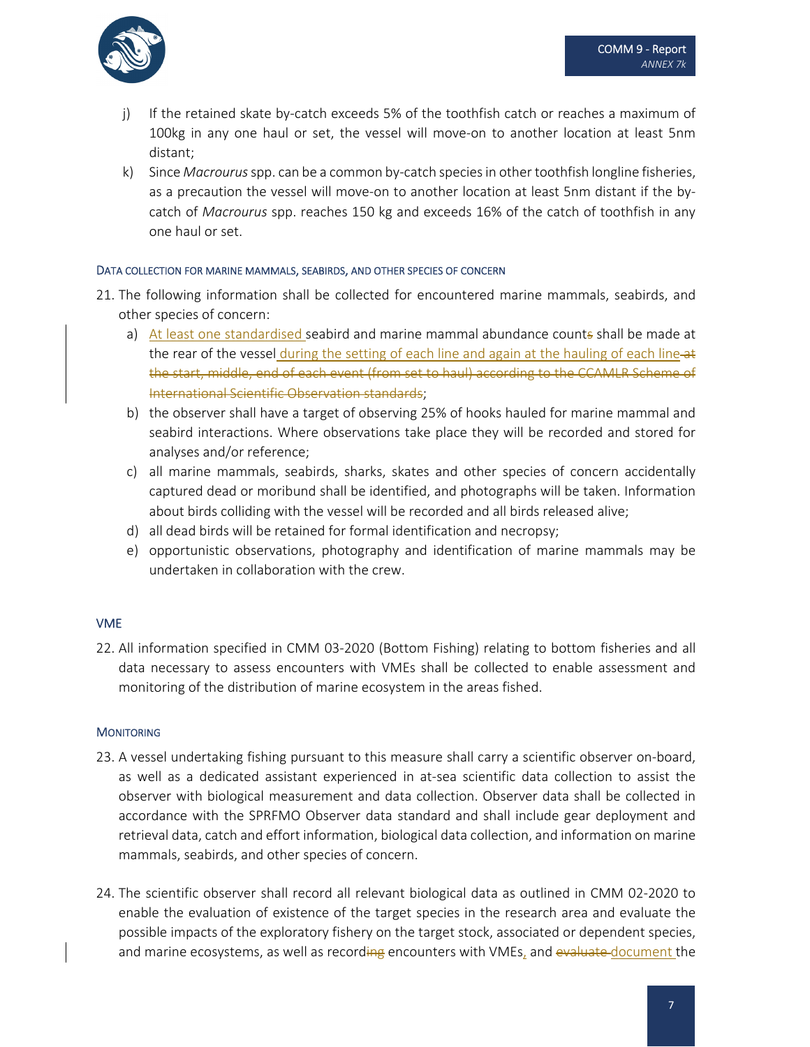j) If the retained skate by-catch exceeds 5% of the toothfish catch or reaches a maximum of 100kg in any one haul or set, the vessel will move-on to another location at least 5nm distant;

k) Since *Macrourus* spp. can be a common by-catch species in other toothfish longline fisheries, as a precaution the vessel will move-on to another location at least 5nm distant if the by-catch of *Macrourus* spp. reaches 150 kg and exceeds 16% of the catch of toothfish in any one haul or set.

#### DATA COLLECTION FOR MARINE MAMMALS, SEABIRDS, AND OTHER SPECIES OF CONCERN

21. The following information shall be collected for encountered marine mammals, seabirds, and other species of concern:

    a) At least one standardised seabird and marine mammal abundance counts shall be made at the rear of the vessel during the setting of each line and again at the hauling of each line at the start, middle, end of each event (from set to haul) according to the CCAMLR Scheme of International Scientific Observation standards;

    b) the observer shall have a target of observing 25% of hooks hauled for marine mammal and seabird interactions. Where observations take place they will be recorded and stored for analyses and/or reference;

    c) all marine mammals, seabirds, sharks, skates and other species of concern accidentally captured dead or moribund shall be identified, and photographs will be taken. Information about birds colliding with the vessel will be recorded and all birds released alive;

    d) all dead birds will be retained for formal identification and necropsy;

    e) opportunistic observations, photography and identification of marine mammals may be undertaken in collaboration with the crew.

#### VME

22. All information specified in CMM 03-2020 (Bottom Fishing) relating to bottom fisheries and all data necessary to assess encounters with VMEs shall be collected to enable assessment and monitoring of the distribution of marine ecosystem in the areas fished.

#### MONITORING

23. A vessel undertaking fishing pursuant to this measure shall carry a scientific observer on-board, as well as a dedicated assistant experienced in at-sea scientific data collection to assist the observer with biological measurement and data collection. Observer data shall be collected in accordance with the SPRFMO Observer data standard and shall include gear deployment and retrieval data, catch and effort information, biological data collection, and information on marine mammals, seabirds, and other species of concern.

24. The scientific observer shall record all relevant biological data as outlined in CMM 02-2020 to enable the evaluation of existence of the target species in the research area and evaluate the possible impacts of the exploratory fishery on the target stock, associated or dependent species, and marine ecosystems, as well as recording encounters with VMEs, and evaluate document the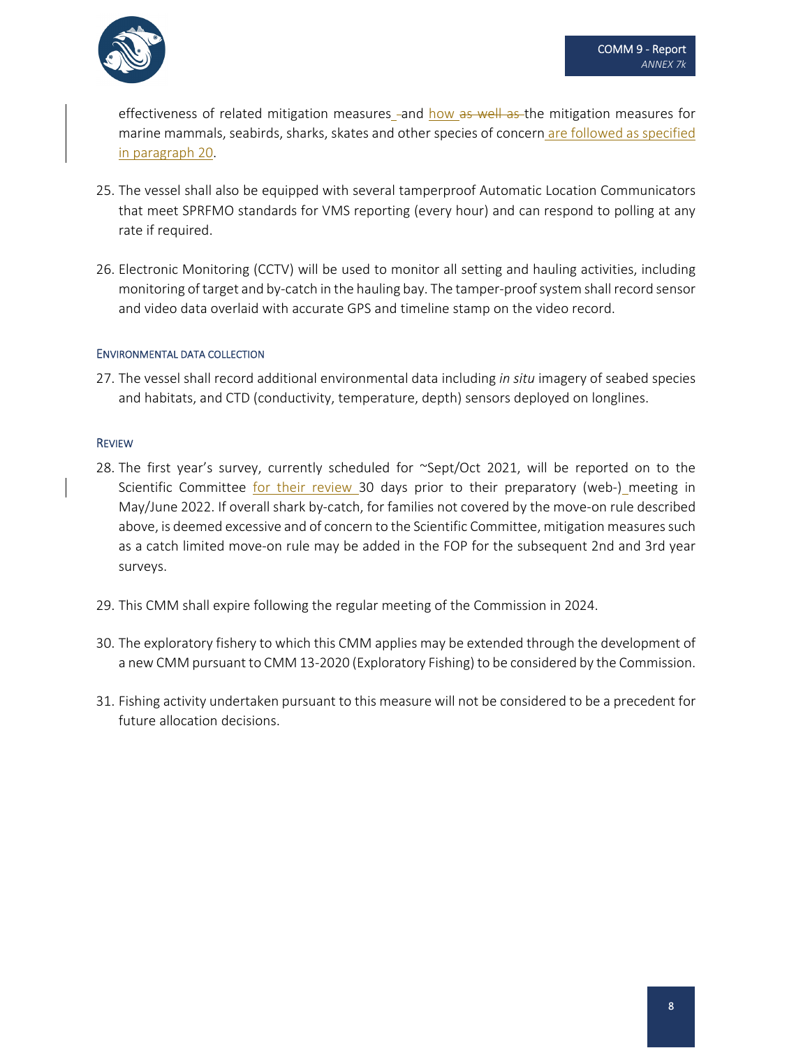effectiveness of related mitigation measures and how the mitigation measures for marine mammals, seabirds, sharks, skates and other species of concern are followed as specified in paragraph 20.

25. The vessel shall also be equipped with several tamperproof Automatic Location Communicators that meet SPRFMO standards for VMS reporting (every hour) and can respond to polling at any rate if required.

26. Electronic Monitoring (CCTV) will be used to monitor all setting and hauling activities, including monitoring of target and by-catch in the hauling bay. The tamper-proof system shall record sensor and video data overlaid with accurate GPS and timeline stamp on the video record.

#### Environmental data collection

27. The vessel shall record additional environmental data including *in situ* imagery of seabed species and habitats, and CTD (conductivity, temperature, depth) sensors deployed on longlines.

#### Review

28. The first year's survey, currently scheduled for ~Sept/Oct 2021, will be reported on to the Scientific Committee for their review 30 days prior to their preparatory (web-) meeting in May/June 2022. If overall shark by-catch, for families not covered by the move-on rule described above, is deemed excessive and of concern to the Scientific Committee, mitigation measures such as a catch limited move-on rule may be added in the FOP for the subsequent 2nd and 3rd year surveys.

29. This CMM shall expire following the regular meeting of the Commission in 2024.

30. The exploratory fishery to which this CMM applies may be extended through the development of a new CMM pursuant to CMM 13-2020 (Exploratory Fishing) to be considered by the Commission.

31. Fishing activity undertaken pursuant to this measure will not be considered to be a precedent for future allocation decisions.